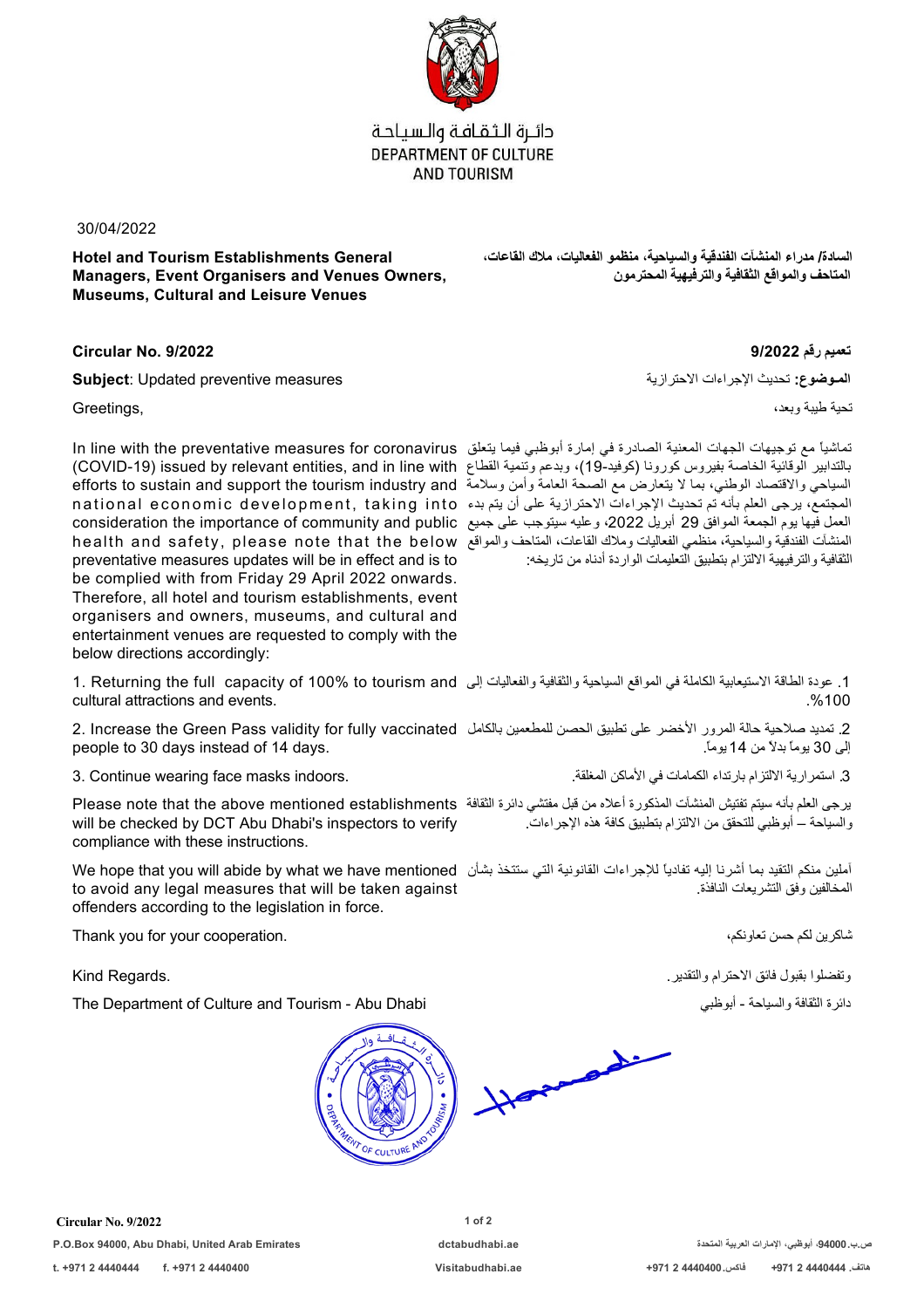دائـرة الـثـقـافـة والـسـيـاحـة
DEPARTMENT OF CULTURE AND TOURISM

30/04/2022

**Hotel and Tourism Establishments General Managers, Event Organisers and Venues Owners, Museums, Cultural and Leisure Venues**

**السادة/ مدراء المنشآت الفندقية والسياحية، منظمو الفعاليات، ملاك القاعات، المتاحف والمواقع الثقافية والترفيهية المحترمون**

**Circular No. 9/2022**

**Subject**: Updated preventive measures

Greetings,

In line with the preventative measures for coronavirus (COVID-19) issued by relevant entities, and in line with efforts to sustain and support the tourism industry and national economic development, taking into consideration the importance of community and public health and safety, please note that the below preventative measures updates will be in effect and is to be complied with from Friday 29 April 2022 onwards. Therefore, all hotel and tourism establishments, event organisers and owners, museums, and cultural and entertainment venues are requested to comply with the below directions accordingly:

1. Returning the full capacity of 100% to tourism and cultural attractions and events.
2. Increase the Green Pass validity for fully vaccinated people to 30 days instead of 14 days.
3. Continue wearing face masks indoors.

Please note that the above mentioned establishments will be checked by DCT Abu Dhabi's inspectors to verify compliance with these instructions.

We hope that you will abide by what we have mentioned to avoid any legal measures that will be taken against offenders according to the legislation in force.

Thank you for your cooperation.

Kind Regards.

The Department of Culture and Tourism - Abu Dhabi

**تعميم رقم 9/2022**

**الموضوع:** تحديث الإجراءات الاحترازية

تحية طيبة وبعد،

تماشياً مع توجيهات الجهات المعنية الصادرة في إمارة أبوظبي فيما يتعلق بالتدابير الوقائية الخاصة بفيروس كورونا (كوفيد-19)، وبدعم وتنمية القطاع السياحي والاقتصاد الوطني، بما لا يتعارض مع الصحة العامة وأمن وسلامة المجتمع، يرجى العلم بأنه تم تحديث الإجراءات الاحترازية على أن يتم بدء العمل فيها يوم الجمعة الموافق 29 أبريل 2022، وعليه سيتوجب على جميع المنشآت الفندقية والسياحية، منظمي الفعاليات وملاك القاعات، المتاحف والمواقع الثقافية والترفيهية الالتزام بتطبيق التعليمات الواردة أدناه من تاريخه:

1. عودة الطاقة الاستيعابية الكاملة في المواقع السياحية والثقافية والفعاليات إلى 100%.
2. تمديد صلاحية حالة المرور الأخضر على تطبيق الحصن للمطعمين بالكامل إلى 30 يوماً بدلاً من 14 يوماً.
3. استمرارية الالتزام بارتداء الكمامات في الأماكن المغلقة.

يرجى العلم بأنه سيتم تفتيش المنشآت المذكورة أعلاه من قبل مفتشي دائرة الثقافة والسياحة – أبوظبي للتحقق من الالتزام بتطبيق كافة هذه الإجراءات.

آملين منكم التقيد بما أشرنا إليه تفادياً للإجراءات القانونية التي ستتخذ بشأن المخالفين وفق التشريعات النافذة.

شاكرين لكم حسن تعاونكم،

وتفضلوا بقبول فائق الاحترام والتقدير.

دائرة الثقافة والسياحة - أبوظبي